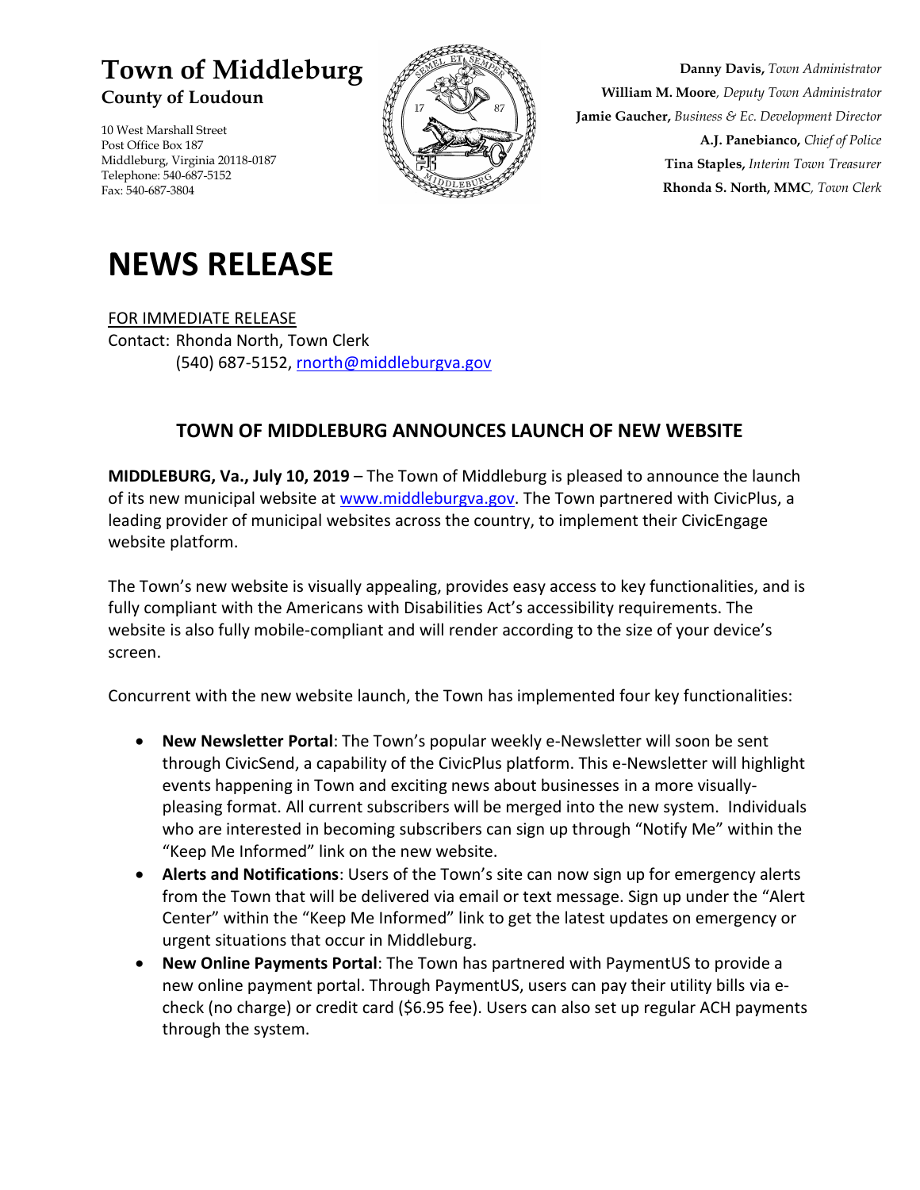# Town of Middleburg

**County of Loudoun**

10 West Marshall Street
Post Office Box 187
Middleburg, Virginia 20118-0187
Telephone: 540-687-5152
Fax: 540-687-3804

**Danny Davis,** *Town Administrator*
**William M. Moore**, *Deputy Town Administrator*
**Jamie Gaucher,** *Business & Ec. Development Director*
**A.J. Panebianco,** *Chief of Police*
**Tina Staples,** *Interim Town Treasurer*
**Rhonda S. North, MMC**, *Town Clerk*

# NEWS RELEASE

FOR IMMEDIATE RELEASE
Contact: Rhonda North, Town Clerk
(540) 687-5152, rnorth@middleburgva.gov

## TOWN OF MIDDLEBURG ANNOUNCES LAUNCH OF NEW WEBSITE

**MIDDLEBURG, Va., July 10, 2019** – The Town of Middleburg is pleased to announce the launch of its new municipal website at www.middleburgva.gov. The Town partnered with CivicPlus, a leading provider of municipal websites across the country, to implement their CivicEngage website platform.

The Town's new website is visually appealing, provides easy access to key functionalities, and is fully compliant with the Americans with Disabilities Act's accessibility requirements. The website is also fully mobile-compliant and will render according to the size of your device's screen.

Concurrent with the new website launch, the Town has implemented four key functionalities:

- **New Newsletter Portal**: The Town's popular weekly e-Newsletter will soon be sent through CivicSend, a capability of the CivicPlus platform. This e-Newsletter will highlight events happening in Town and exciting news about businesses in a more visually-pleasing format. All current subscribers will be merged into the new system. Individuals who are interested in becoming subscribers can sign up through "Notify Me" within the "Keep Me Informed" link on the new website.
- **Alerts and Notifications**: Users of the Town's site can now sign up for emergency alerts from the Town that will be delivered via email or text message. Sign up under the "Alert Center" within the "Keep Me Informed" link to get the latest updates on emergency or urgent situations that occur in Middleburg.
- **New Online Payments Portal**: The Town has partnered with PaymentUS to provide a new online payment portal. Through PaymentUS, users can pay their utility bills via e-check (no charge) or credit card ($6.95 fee). Users can also set up regular ACH payments through the system.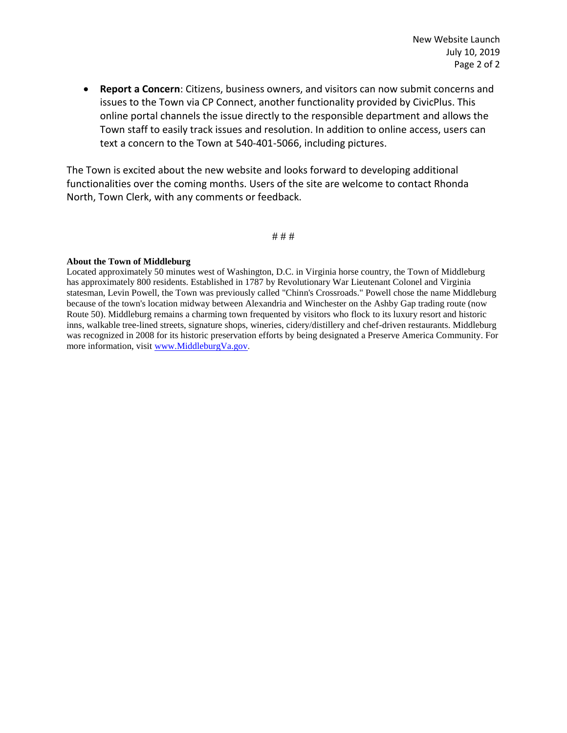- **Report a Concern**: Citizens, business owners, and visitors can now submit concerns and issues to the Town via CP Connect, another functionality provided by CivicPlus. This online portal channels the issue directly to the responsible department and allows the Town staff to easily track issues and resolution. In addition to online access, users can text a concern to the Town at 540-401-5066, including pictures.

The Town is excited about the new website and looks forward to developing additional functionalities over the coming months. Users of the site are welcome to contact Rhonda North, Town Clerk, with any comments or feedback.

# # #

**About the Town of Middleburg**

Located approximately 50 minutes west of Washington, D.C. in Virginia horse country, the Town of Middleburg has approximately 800 residents. Established in 1787 by Revolutionary War Lieutenant Colonel and Virginia statesman, Levin Powell, the Town was previously called "Chinn's Crossroads." Powell chose the name Middleburg because of the town's location midway between Alexandria and Winchester on the Ashby Gap trading route (now Route 50). Middleburg remains a charming town frequented by visitors who flock to its luxury resort and historic inns, walkable tree-lined streets, signature shops, wineries, cidery/distillery and chef-driven restaurants. Middleburg was recognized in 2008 for its historic preservation efforts by being designated a Preserve America Community. For more information, visit www.MiddleburgVa.gov.